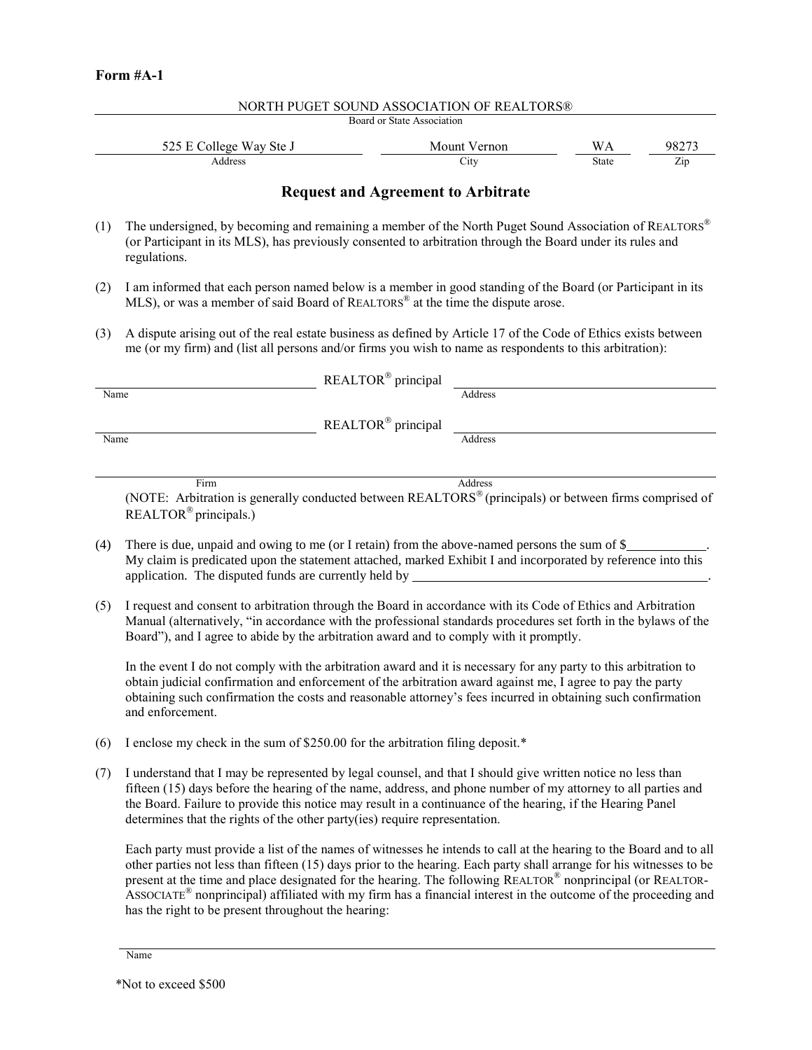**Form #A-1**

NORTH PUGET SOUND ASSOCIATION OF REALTORS®
Board or State Association

| 525 E College Way Ste J | Mount Vernon | WA | 98273 |
|---|---|---|---|
| Address | City | State | Zip |

## Request and Agreement to Arbitrate

(1) The undersigned, by becoming and remaining a member of the North Puget Sound Association of REALTORS® (or Participant in its MLS), has previously consented to arbitration through the Board under its rules and regulations.

(2) I am informed that each person named below is a member in good standing of the Board (or Participant in its MLS), or was a member of said Board of REALTORS® at the time the dispute arose.

(3) A dispute arising out of the real estate business as defined by Article 17 of the Code of Ethics exists between me (or my firm) and (list all persons and/or firms you wish to name as respondents to this arbitration):

______________________ REALTOR® principal ______________________
Name Address

______________________ REALTOR® principal ______________________
Name Address

______________________ ______________________
Firm Address

(NOTE: Arbitration is generally conducted between REALTORS® (principals) or between firms comprised of REALTOR® principals.)

(4) There is due, unpaid and owing to me (or I retain) from the above-named persons the sum of $__________. My claim is predicated upon the statement attached, marked Exhibit I and incorporated by reference into this application. The disputed funds are currently held by ______________________.

(5) I request and consent to arbitration through the Board in accordance with its Code of Ethics and Arbitration Manual (alternatively, "in accordance with the professional standards procedures set forth in the bylaws of the Board"), and I agree to abide by the arbitration award and to comply with it promptly.

In the event I do not comply with the arbitration award and it is necessary for any party to this arbitration to obtain judicial confirmation and enforcement of the arbitration award against me, I agree to pay the party obtaining such confirmation the costs and reasonable attorney's fees incurred in obtaining such confirmation and enforcement.

(6) I enclose my check in the sum of $250.00 for the arbitration filing deposit.*

(7) I understand that I may be represented by legal counsel, and that I should give written notice no less than fifteen (15) days before the hearing of the name, address, and phone number of my attorney to all parties and the Board. Failure to provide this notice may result in a continuance of the hearing, if the Hearing Panel determines that the rights of the other party(ies) require representation.

Each party must provide a list of the names of witnesses he intends to call at the hearing to the Board and to all other parties not less than fifteen (15) days prior to the hearing. Each party shall arrange for his witnesses to be present at the time and place designated for the hearing. The following REALTOR® nonprincipal (or REALTOR-ASSOCIATE® nonprincipal) affiliated with my firm has a financial interest in the outcome of the proceeding and has the right to be present throughout the hearing:

______________________
Name

*Not to exceed $500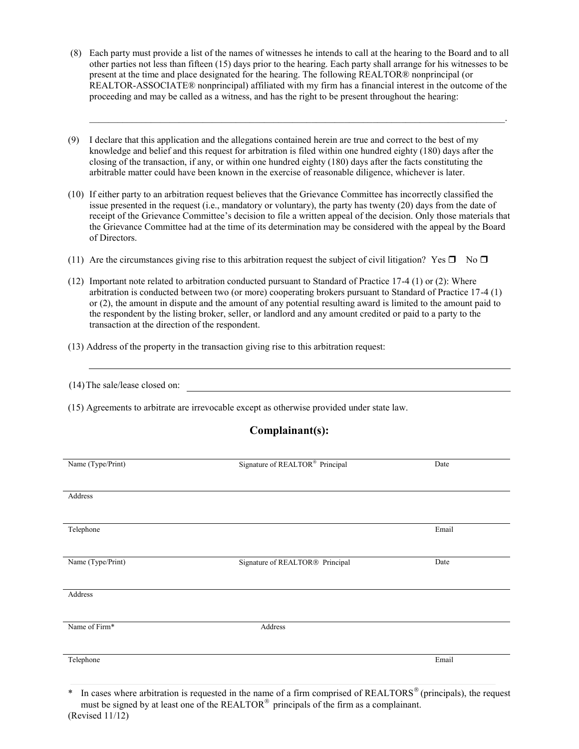(8) Each party must provide a list of the names of witnesses he intends to call at the hearing to the Board and to all other parties not less than fifteen (15) days prior to the hearing. Each party shall arrange for his witnesses to be present at the time and place designated for the hearing. The following REALTOR® nonprincipal (or REALTOR-ASSOCIATE® nonprincipal) affiliated with my firm has a financial interest in the outcome of the proceeding and may be called as a witness, and has the right to be present throughout the hearing:

______________________________________________________________________________.

(9) I declare that this application and the allegations contained herein are true and correct to the best of my knowledge and belief and this request for arbitration is filed within one hundred eighty (180) days after the closing of the transaction, if any, or within one hundred eighty (180) days after the facts constituting the arbitrable matter could have been known in the exercise of reasonable diligence, whichever is later.

(10) If either party to an arbitration request believes that the Grievance Committee has incorrectly classified the issue presented in the request (i.e., mandatory or voluntary), the party has twenty (20) days from the date of receipt of the Grievance Committee's decision to file a written appeal of the decision. Only those materials that the Grievance Committee had at the time of its determination may be considered with the appeal by the Board of Directors.

(11) Are the circumstances giving rise to this arbitration request the subject of civil litigation? Yes ☐ No ☐

(12) Important note related to arbitration conducted pursuant to Standard of Practice 17-4 (1) or (2): Where arbitration is conducted between two (or more) cooperating brokers pursuant to Standard of Practice 17-4 (1) or (2), the amount in dispute and the amount of any potential resulting award is limited to the amount paid to the respondent by the listing broker, seller, or landlord and any amount credited or paid to a party to the transaction at the direction of the respondent.

(13) Address of the property in the transaction giving rise to this arbitration request:

______________________________________________________________________________

(14) The sale/lease closed on: ______________________________________________________

(15) Agreements to arbitrate are irrevocable except as otherwise provided under state law.

## Complainant(s):

| Name (Type/Print) | Signature of REALTOR® Principal | Date |
|---|---|---|
| Address | | |
| Telephone | | Email |

| Name (Type/Print) | Signature of REALTOR® Principal | Date |
|---|---|---|
| Address | | |
| Name of Firm* | Address | |
| Telephone | | Email |

\* In cases where arbitration is requested in the name of a firm comprised of REALTORS® (principals), the request must be signed by at least one of the REALTOR® principals of the firm as a complainant.

(Revised 11/12)